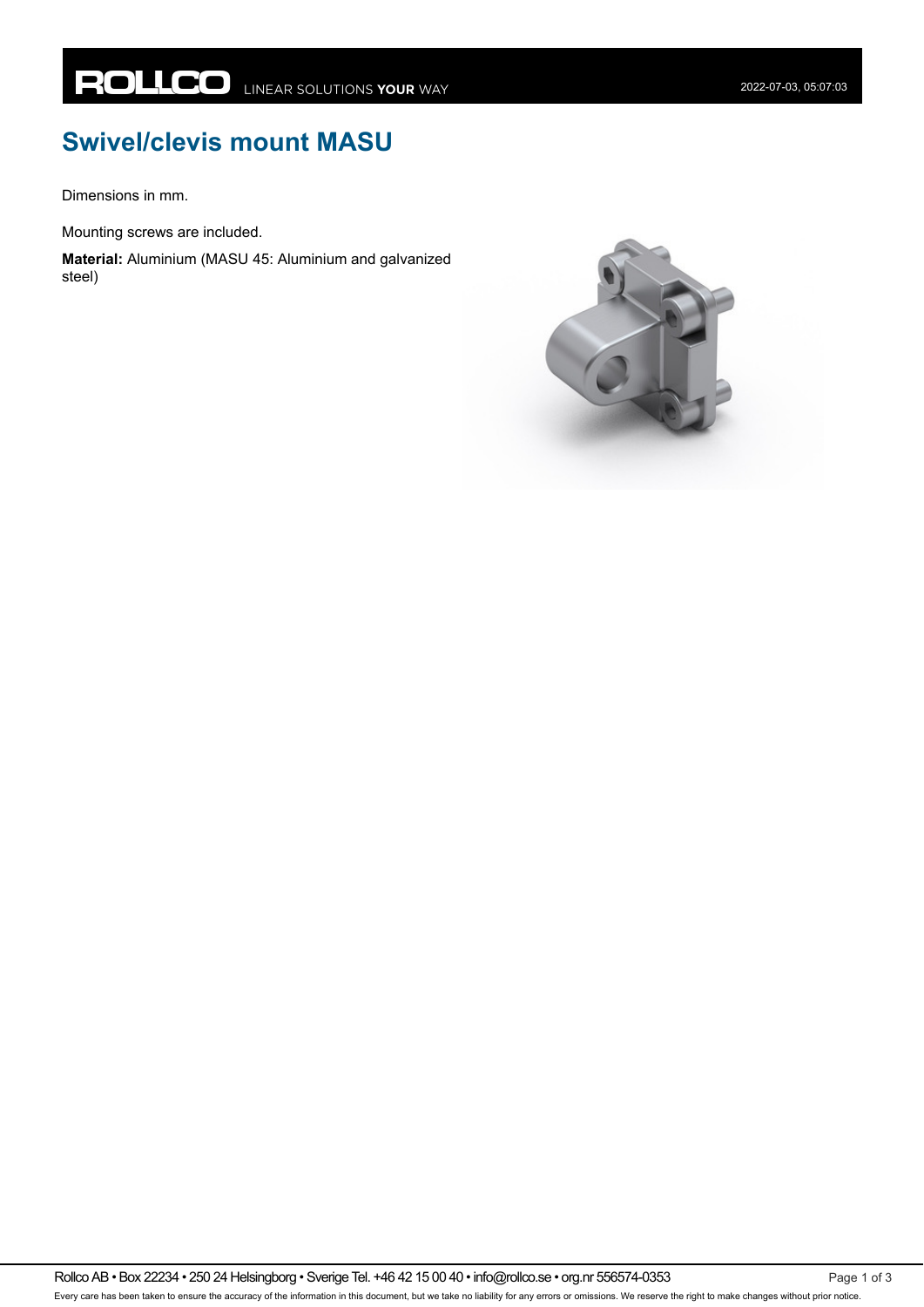# Swivel/clevis mount MASU

Dimensions in mm.

Mounting screws are included.

**Material:** Aluminium (MASU 45: Aluminium and galvanized steel)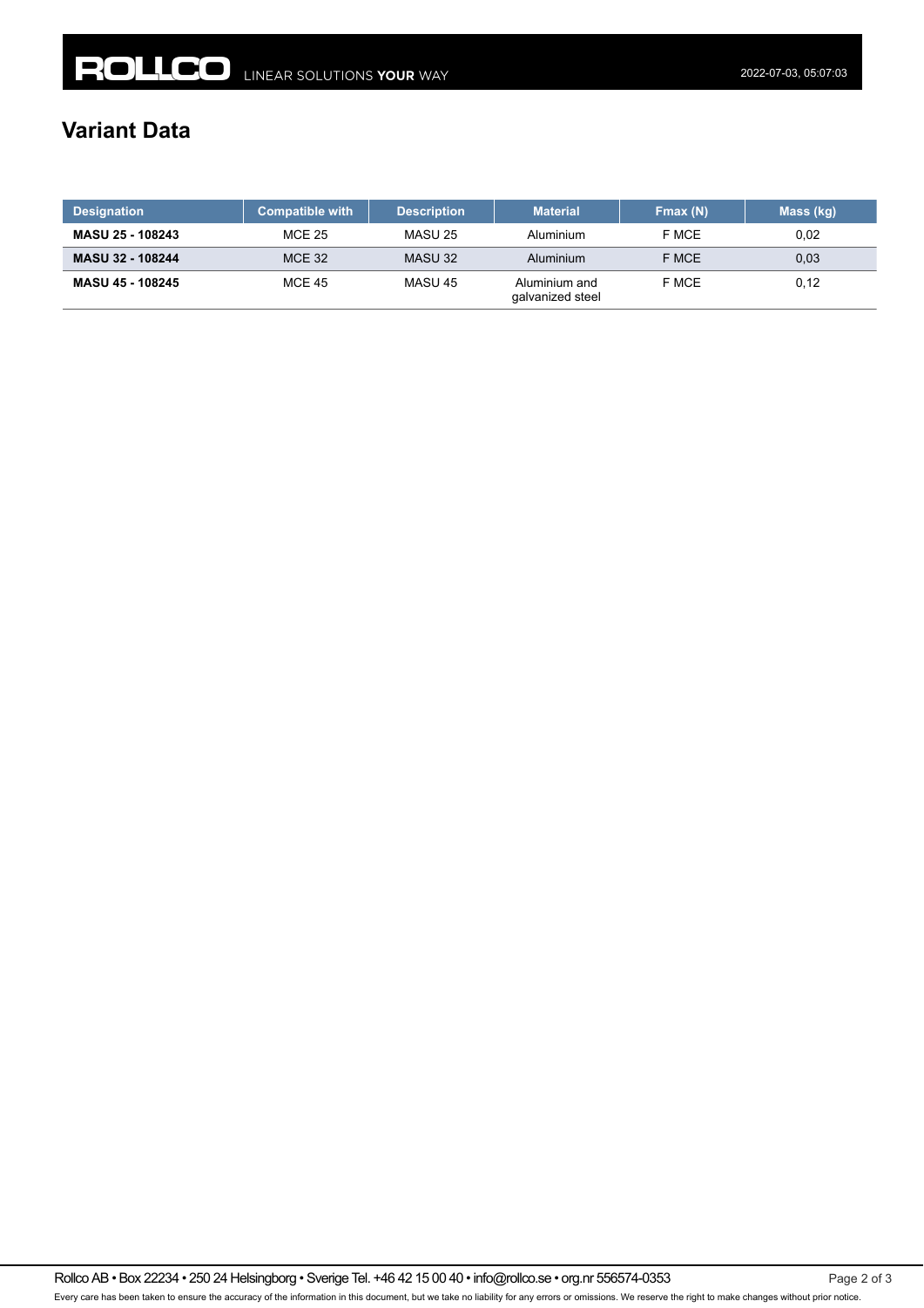# Variant Data

| Designation | Compatible with | Description | Material | Fmax (N) | Mass (kg) |
|---|---|---|---|---|---|
| **MASU 25 - 108243** | MCE 25 | MASU 25 | Aluminium | F MCE | 0,02 |
| **MASU 32 - 108244** | MCE 32 | MASU 32 | Aluminium | F MCE | 0,03 |
| **MASU 45 - 108245** | MCE 45 | MASU 45 | Aluminium and galvanized steel | F MCE | 0,12 |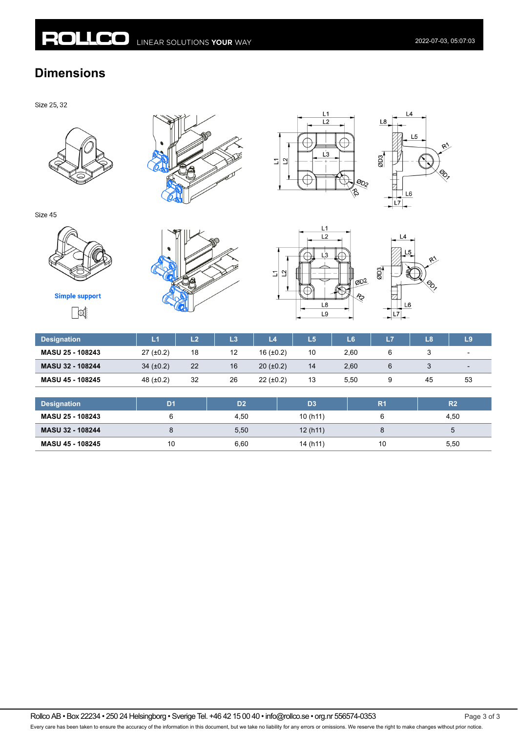# Dimensions

Size 25, 32

Size 45

Simple support

| Designation | L1 | L2 | L3 | L4 | L5 | L6 | L7 | L8 | L9 |
|---|---|---|---|---|---|---|---|---|---|
| **MASU 25 - 108243** | 27 (±0.2) | 18 | 12 | 16 (±0.2) | 10 | 2,60 | 6 | 3 | - |
| **MASU 32 - 108244** | 34 (±0.2) | 22 | 16 | 20 (±0.2) | 14 | 2,60 | 6 | 3 | - |
| **MASU 45 - 108245** | 48 (±0.2) | 32 | 26 | 22 (±0.2) | 13 | 5,50 | 9 | 45 | 53 |

| Designation | D1 | D2 | D3 | R1 | R2 |
|---|---|---|---|---|---|
| **MASU 25 - 108243** | 6 | 4,50 | 10 (h11) | 6 | 4,50 |
| **MASU 32 - 108244** | 8 | 5,50 | 12 (h11) | 8 | 5 |
| **MASU 45 - 108245** | 10 | 6,60 | 14 (h11) | 10 | 5,50 |